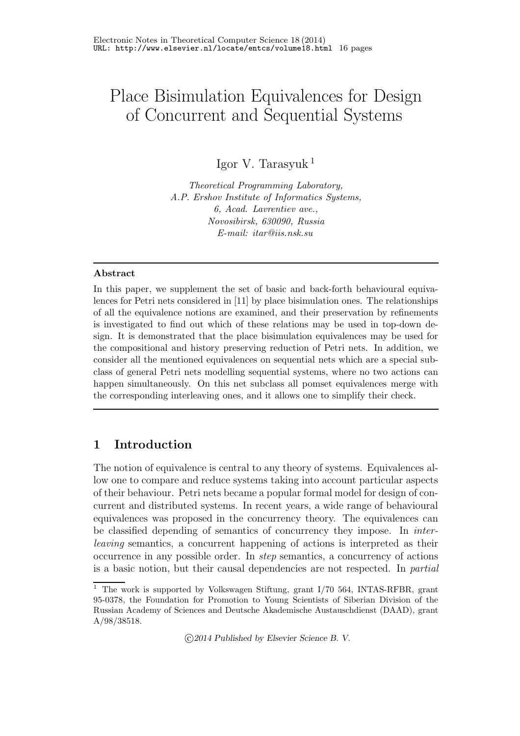# Place Bisimulation Equivalences for Design of Concurrent and Sequential Systems

Igor V. Tarasyuk [1]

*Theoretical Programming Laboratory,*
*A.P. Ershov Institute of Informatics Systems,*
*6, Acad. Lavrentiev ave.,*
*Novosibirsk, 630090, Russia*
*E-mail: itar@iis.nsk.su*

---

**Abstract**

In this paper, we supplement the set of basic and back-forth behavioural equivalences for Petri nets considered in [11] by place bisimulation ones. The relationships of all the equivalence notions are examined, and their preservation by refinements is investigated to find out which of these relations may be used in top-down design. It is demonstrated that the place bisimulation equivalences may be used for the compositional and history preserving reduction of Petri nets. In addition, we consider all the mentioned equivalences on sequential nets which are a special subclass of general Petri nets modelling sequential systems, where no two actions can happen simultaneously. On this net subclass all pomset equivalences merge with the corresponding interleaving ones, and it allows one to simplify their check.

---

## 1 Introduction

The notion of equivalence is central to any theory of systems. Equivalences allow one to compare and reduce systems taking into account particular aspects of their behaviour. Petri nets became a popular formal model for design of concurrent and distributed systems. In recent years, a wide range of behavioural equivalences was proposed in the concurrency theory. The equivalences can be classified depending of semantics of concurrency they impose. In *interleaving* semantics, a concurrent happening of actions is interpreted as their occurrence in any possible order. In *step* semantics, a concurrency of actions is a basic notion, but their causal dependencies are not respected. In *partial*

---

[1] The work is supported by Volkswagen Stiftung, grant I/70 564, INTAS-RFBR, grant 95-0378, the Foundation for Promotion to Young Scientists of Siberian Division of the Russian Academy of Sciences and Deutsche Akademische Austauschdienst (DAAD), grant A/98/38518.

©2014 Published by Elsevier Science B. V.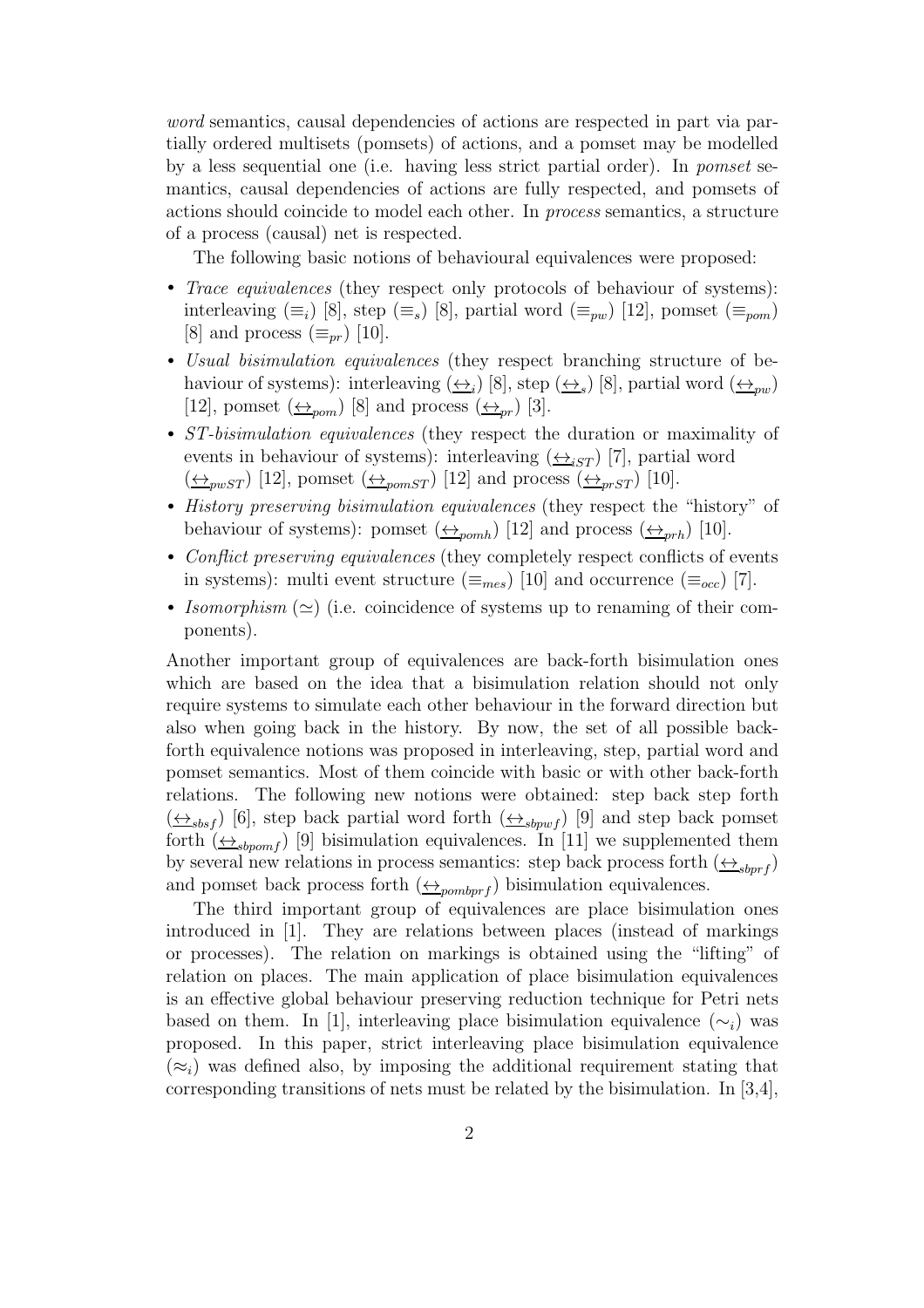*word* semantics, causal dependencies of actions are respected in part via partially ordered multisets (pomsets) of actions, and a pomset may be modelled by a less sequential one (i.e. having less strict partial order). In *pomset* semantics, causal dependencies of actions are fully respected, and pomsets of actions should coincide to model each other. In *process* semantics, a structure of a process (causal) net is respected.

The following basic notions of behavioural equivalences were proposed:

- *Trace equivalences* (they respect only protocols of behaviour of systems): interleaving ($\equiv_i$) [8], step ($\equiv_s$) [8], partial word ($\equiv_{pw}$) [12], pomset ($\equiv_{pom}$) [8] and process ($\equiv_{pr}$) [10].
- *Usual bisimulation equivalences* (they respect branching structure of behaviour of systems): interleaving ($\underline{\leftrightarrow}_i$) [8], step ($\underline{\leftrightarrow}_s$) [8], partial word ($\underline{\leftrightarrow}_{pw}$) [12], pomset ($\underline{\leftrightarrow}_{pom}$) [8] and process ($\underline{\leftrightarrow}_{pr}$) [3].
- *ST-bisimulation equivalences* (they respect the duration or maximality of events in behaviour of systems): interleaving ($\underline{\leftrightarrow}_{iST}$) [7], partial word ($\underline{\leftrightarrow}_{pwST}$) [12], pomset ($\underline{\leftrightarrow}_{pomST}$) [12] and process ($\underline{\leftrightarrow}_{prST}$) [10].
- *History preserving bisimulation equivalences* (they respect the "history" of behaviour of systems): pomset ($\underline{\leftrightarrow}_{pomh}$) [12] and process ($\underline{\leftrightarrow}_{prh}$) [10].
- *Conflict preserving equivalences* (they completely respect conflicts of events in systems): multi event structure ($\equiv_{mes}$) [10] and occurrence ($\equiv_{occ}$) [7].
- *Isomorphism* ($\simeq$) (i.e. coincidence of systems up to renaming of their components).

Another important group of equivalences are back-forth bisimulation ones which are based on the idea that a bisimulation relation should not only require systems to simulate each other behaviour in the forward direction but also when going back in the history. By now, the set of all possible back-forth equivalence notions was proposed in interleaving, step, partial word and pomset semantics. Most of them coincide with basic or with other back-forth relations. The following new notions were obtained: step back step forth ($\underline{\leftrightarrow}_{sbsf}$) [6], step back partial word forth ($\underline{\leftrightarrow}_{sbpwf}$) [9] and step back pomset forth ($\underline{\leftrightarrow}_{sbpomf}$) [9] bisimulation equivalences. In [11] we supplemented them by several new relations in process semantics: step back process forth ($\underline{\leftrightarrow}_{sbprf}$) and pomset back process forth ($\underline{\leftrightarrow}_{pombprf}$) bisimulation equivalences.

The third important group of equivalences are place bisimulation ones introduced in [1]. They are relations between places (instead of markings or processes). The relation on markings is obtained using the "lifting" of relation on places. The main application of place bisimulation equivalences is an effective global behaviour preserving reduction technique for Petri nets based on them. In [1], interleaving place bisimulation equivalence ($\sim_i$) was proposed. In this paper, strict interleaving place bisimulation equivalence ($\approx_i$) was defined also, by imposing the additional requirement stating that corresponding transitions of nets must be related by the bisimulation. In [3,4],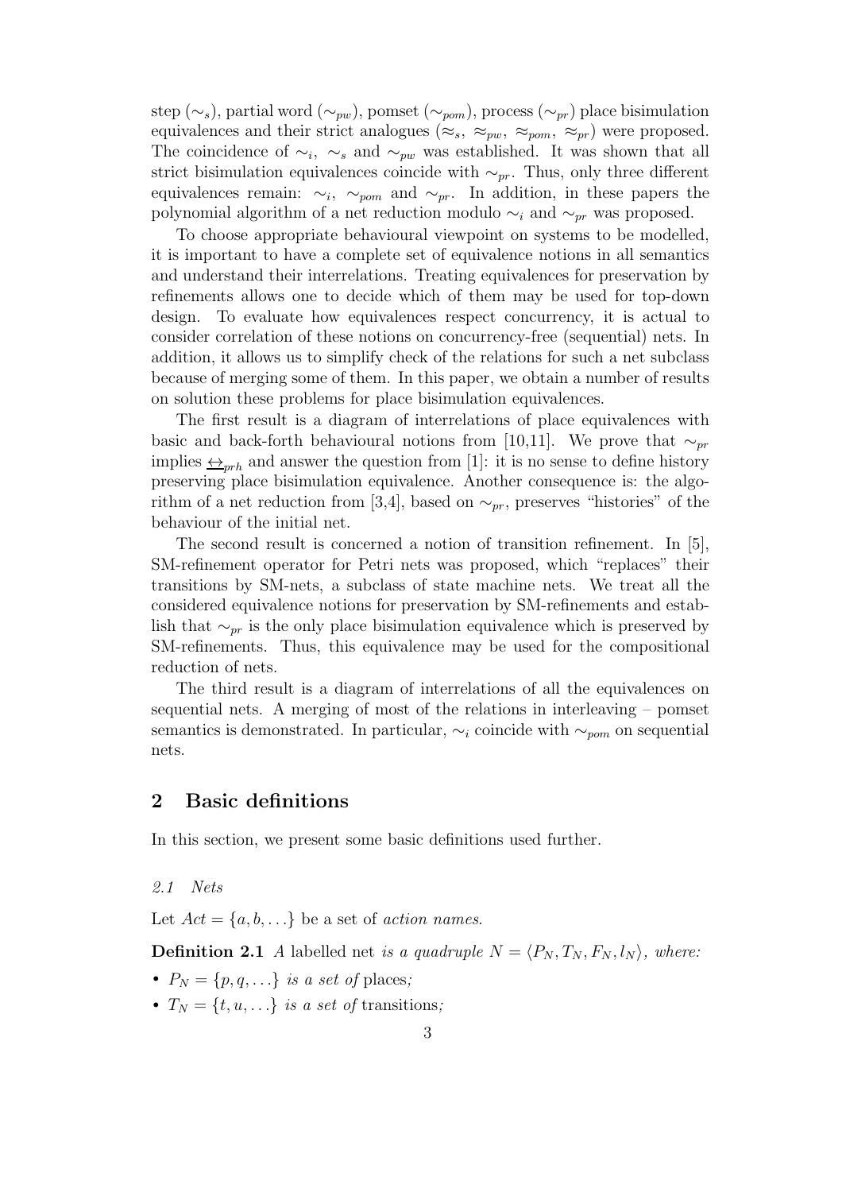step ($\sim_s$), partial word ($\sim_{pw}$), pomset ($\sim_{pom}$), process ($\sim_{pr}$) place bisimulation equivalences and their strict analogues ($\approx_s$, $\approx_{pw}$, $\approx_{pom}$, $\approx_{pr}$) were proposed. The coincidence of $\sim_i$, $\sim_s$ and $\sim_{pw}$ was established. It was shown that all strict bisimulation equivalences coincide with $\sim_{pr}$. Thus, only three different equivalences remain: $\sim_i$, $\sim_{pom}$ and $\sim_{pr}$. In addition, in these papers the polynomial algorithm of a net reduction modulo $\sim_i$ and $\sim_{pr}$ was proposed.

To choose appropriate behavioural viewpoint on systems to be modelled, it is important to have a complete set of equivalence notions in all semantics and understand their interrelations. Treating equivalences for preservation by refinements allows one to decide which of them may be used for top-down design. To evaluate how equivalences respect concurrency, it is actual to consider correlation of these notions on concurrency-free (sequential) nets. In addition, it allows us to simplify check of the relations for such a net subclass because of merging some of them. In this paper, we obtain a number of results on solution these problems for place bisimulation equivalences.

The first result is a diagram of interrelations of place equivalences with basic and back-forth behavioural notions from [10,11]. We prove that $\sim_{pr}$ implies $\underline{\leftrightarrow}_{prh}$ and answer the question from [1]: it is no sense to define history preserving place bisimulation equivalence. Another consequence is: the algorithm of a net reduction from [3,4], based on $\sim_{pr}$, preserves "histories" of the behaviour of the initial net.

The second result is concerned a notion of transition refinement. In [5], SM-refinement operator for Petri nets was proposed, which "replaces" their transitions by SM-nets, a subclass of state machine nets. We treat all the considered equivalence notions for preservation by SM-refinements and establish that $\sim_{pr}$ is the only place bisimulation equivalence which is preserved by SM-refinements. Thus, this equivalence may be used for the compositional reduction of nets.

The third result is a diagram of interrelations of all the equivalences on sequential nets. A merging of most of the relations in interleaving – pomset semantics is demonstrated. In particular, $\sim_i$ coincide with $\sim_{pom}$ on sequential nets.

## 2 Basic definitions

In this section, we present some basic definitions used further.

### *2.1 Nets*

Let $Act = \{a, b, \ldots\}$ be a set of *action names*.

**Definition 2.1** *A* labelled net *is a quadruple* $N = \langle P_N, T_N, F_N, l_N \rangle$*, where:*

- $P_N = \{p, q, \ldots\}$ *is a set of* places*;*
- $T_N = \{t, u, \ldots\}$ *is a set of* transitions*;*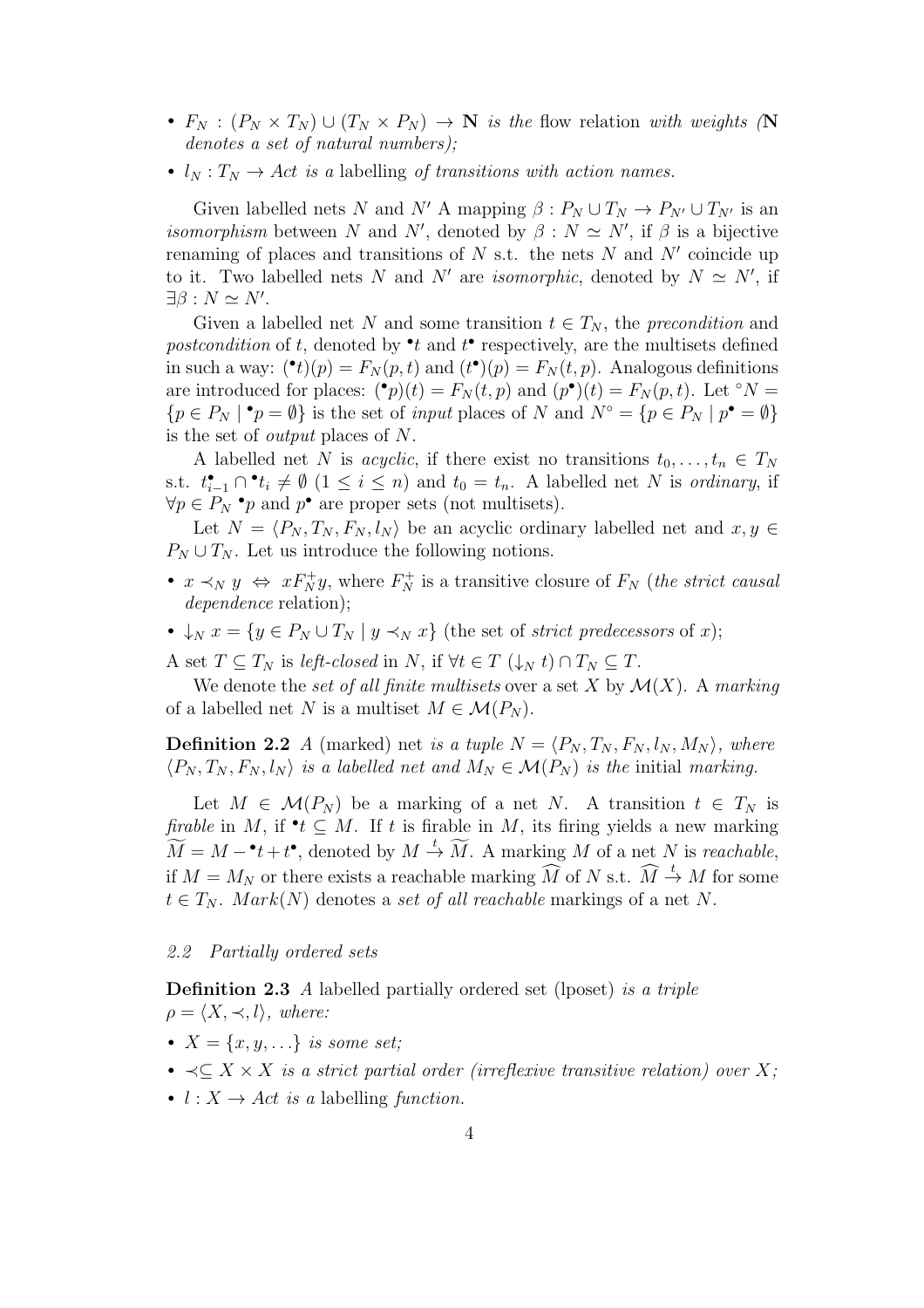- $F_N : (P_N \times T_N) \cup (T_N \times P_N) \to \mathbf{N}$ *is the* flow relation *with weights (*$\mathbf{N}$ *denotes a set of natural numbers);*
- $l_N : T_N \to Act$ *is a* labelling *of transitions with action names.*

Given labelled nets $N$ and $N'$ A mapping $\beta : P_N \cup T_N \to P_{N'} \cup T_{N'}$ is an *isomorphism* between $N$ and $N'$, denoted by $\beta : N \simeq N'$, if $\beta$ is a bijective renaming of places and transitions of $N$ s.t. the nets $N$ and $N'$ coincide up to it. Two labelled nets $N$ and $N'$ are *isomorphic*, denoted by $N \simeq N'$, if $\exists \beta : N \simeq N'$.

Given a labelled net $N$ and some transition $t \in T_N$, the *precondition* and *postcondition* of $t$, denoted by ${}^\bullet t$ and $t^\bullet$ respectively, are the multisets defined in such a way: $({}^\bullet t)(p) = F_N(p, t)$ and $(t^\bullet)(p) = F_N(t, p)$. Analogous definitions are introduced for places: $({}^\bullet p)(t) = F_N(t, p)$ and $(p^\bullet)(t) = F_N(p, t)$. Let ${}^\circ N = \{p \in P_N \mid {}^\bullet p = \emptyset\}$ is the set of *input* places of $N$ and $N^\circ = \{p \in P_N \mid p^\bullet = \emptyset\}$ is the set of *output* places of $N$.

A labelled net $N$ is *acyclic*, if there exist no transitions $t_0, \ldots, t_n \in T_N$ s.t. $t_{i-1}^\bullet \cap {}^\bullet t_i \neq \emptyset$ $(1 \leq i \leq n)$ and $t_0 = t_n$. A labelled net $N$ is *ordinary*, if $\forall p \in P_N$ ${}^\bullet p$ and $p^\bullet$ are proper sets (not multisets).

Let $N = \langle P_N, T_N, F_N, l_N \rangle$ be an acyclic ordinary labelled net and $x, y \in P_N \cup T_N$. Let us introduce the following notions.

- $x \prec_N y \Leftrightarrow x F_N^+ y$, where $F_N^+$ is a transitive closure of $F_N$ (*the strict causal dependence* relation);
- $\downarrow_N x = \{y \in P_N \cup T_N \mid y \prec_N x\}$ (the set of *strict predecessors* of $x$);

A set $T \subseteq T_N$ is *left-closed* in $N$, if $\forall t \in T$ $(\downarrow_N t) \cap T_N \subseteq T$.

We denote the *set of all finite multisets* over a set $X$ by $\mathcal{M}(X)$. A *marking* of a labelled net $N$ is a multiset $M \in \mathcal{M}(P_N)$.

**Definition 2.2** *A* (marked) net *is a tuple* $N = \langle P_N, T_N, F_N, l_N, M_N \rangle$*, where* $\langle P_N, T_N, F_N, l_N \rangle$ *is a labelled net and* $M_N \in \mathcal{M}(P_N)$ *is the* initial *marking.*

Let $M \in \mathcal{M}(P_N)$ be a marking of a net $N$. A transition $t \in T_N$ is *firable* in $M$, if ${}^\bullet t \subseteq M$. If $t$ is firable in $M$, its firing yields a new marking $\widetilde{M} = M - {}^\bullet t + t^\bullet$, denoted by $M \xrightarrow{t} \widetilde{M}$. A marking $M$ of a net $N$ is *reachable*, if $M = M_N$ or there exists a reachable marking $\widehat{M}$ of $N$ s.t. $\widehat{M} \xrightarrow{t} M$ for some $t \in T_N$. $Mark(N)$ denotes a *set of all reachable* markings of a net $N$.

### *2.2 Partially ordered sets*

**Definition 2.3** *A* labelled partially ordered set (lposet) *is a triple* $\rho = \langle X, \prec, l \rangle$*, where:*

- $X = \{x, y, \ldots\}$ *is some set;*
- $\prec \subseteq X \times X$ *is a strict partial order (irreflexive transitive relation) over* $X$*;*
- $l : X \to Act$ *is a* labelling *function.*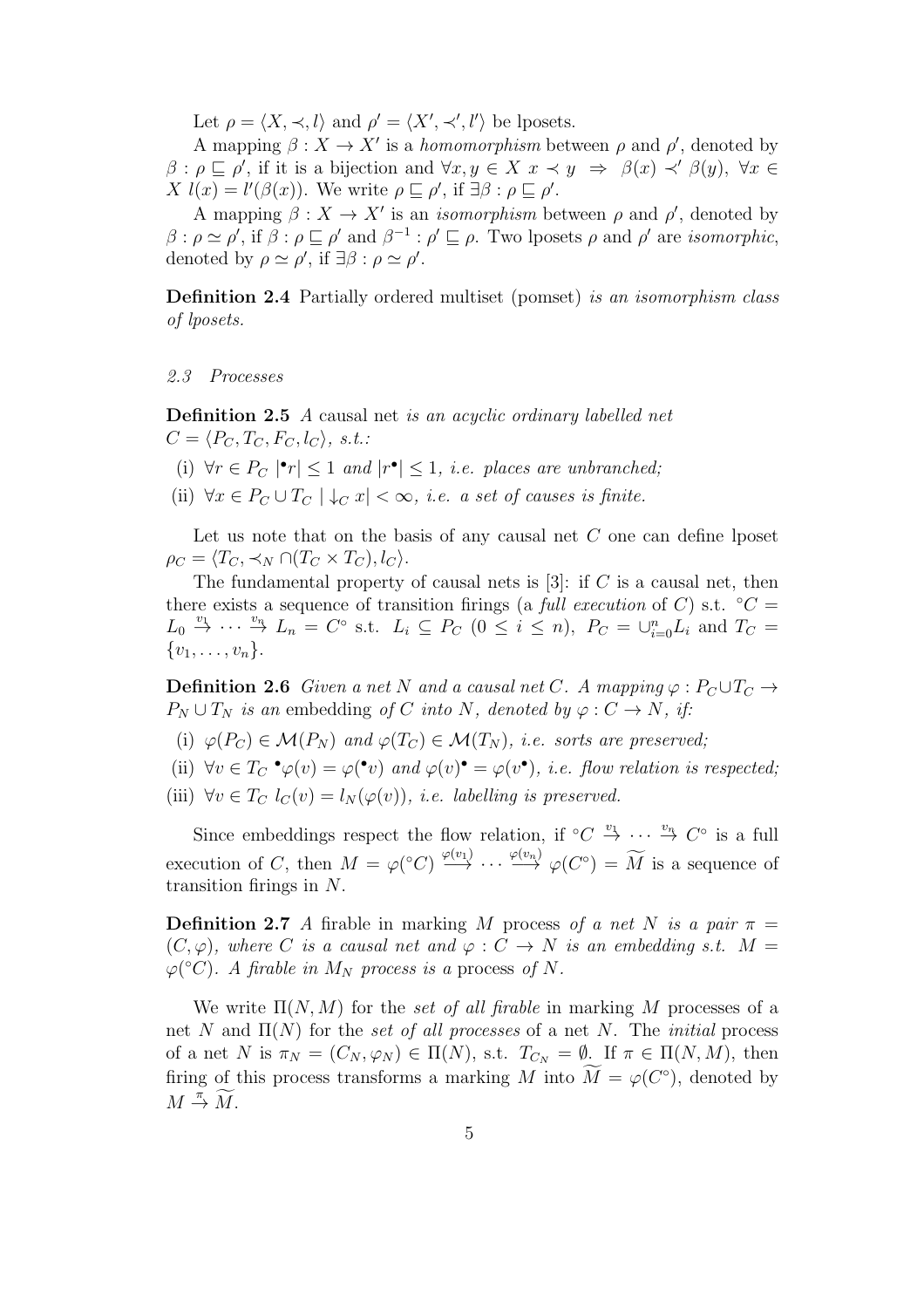Let $\rho = \langle X, \prec, l \rangle$ and $\rho' = \langle X', \prec', l' \rangle$ be lposets.

A mapping $\beta : X \to X'$ is a *homomorphism* between $\rho$ and $\rho'$, denoted by $\beta : \rho \sqsubseteq \rho'$, if it is a bijection and $\forall x, y \in X \; x \prec y \;\Rightarrow\; \beta(x) \prec' \beta(y)$, $\forall x \in X \; l(x) = l'(\beta(x))$. We write $\rho \sqsubseteq \rho'$, if $\exists \beta : \rho \sqsubseteq \rho'$.

A mapping $\beta : X \to X'$ is an *isomorphism* between $\rho$ and $\rho'$, denoted by $\beta : \rho \simeq \rho'$, if $\beta : \rho \sqsubseteq \rho'$ and $\beta^{-1} : \rho' \sqsubseteq \rho$. Two lposets $\rho$ and $\rho'$ are *isomorphic*, denoted by $\rho \simeq \rho'$, if $\exists \beta : \rho \simeq \rho'$.

**Definition 2.4** Partially ordered multiset (pomset) *is an isomorphism class of lposets.*

### *2.3 Processes*

**Definition 2.5** *A* causal net *is an acyclic ordinary labelled net* $C = \langle P_C, T_C, F_C, l_C \rangle$*, s.t.:*

(i) $\forall r \in P_C \; |{}^\bullet r| \leq 1$ *and* $|r^\bullet| \leq 1$*, i.e. places are unbranched;*

(ii) $\forall x \in P_C \cup T_C \; | \downarrow_C x| < \infty$*, i.e. a set of causes is finite.*

Let us note that on the basis of any causal net $C$ one can define lposet $\rho_C = \langle T_C, \prec_N \cap (T_C \times T_C), l_C \rangle$.

The fundamental property of causal nets is [3]: if $C$ is a causal net, then there exists a sequence of transition firings (a *full execution* of $C$) s.t. ${}^\circ C = L_0 \stackrel{v_1}{\to} \cdots \stackrel{v_n}{\to} L_n = C^\circ$ s.t. $L_i \subseteq P_C$ $(0 \leq i \leq n)$, $P_C = \cup_{i=0}^n L_i$ and $T_C = \{v_1, \ldots, v_n\}$.

**Definition 2.6** *Given a net $N$ and a causal net $C$. A mapping $\varphi : P_C \cup T_C \to P_N \cup T_N$ is an* embedding *of $C$ into $N$, denoted by $\varphi : C \to N$, if:*

(i) $\varphi(P_C) \in \mathcal{M}(P_N)$ *and* $\varphi(T_C) \in \mathcal{M}(T_N)$*, i.e. sorts are preserved;*

(ii) $\forall v \in T_C \; {}^\bullet\varphi(v) = \varphi({}^\bullet v)$ *and* $\varphi(v)^\bullet = \varphi(v^\bullet)$*, i.e. flow relation is respected;*

(iii) $\forall v \in T_C \; l_C(v) = l_N(\varphi(v))$*, i.e. labelling is preserved.*

Since embeddings respect the flow relation, if ${}^\circ C \stackrel{v_1}{\to} \cdots \stackrel{v_n}{\to} C^\circ$ is a full execution of $C$, then $M = \varphi({}^\circ C) \stackrel{\varphi(v_1)}{\longrightarrow} \cdots \stackrel{\varphi(v_n)}{\longrightarrow} \varphi(C^\circ) = \widetilde{M}$ is a sequence of transition firings in $N$.

**Definition 2.7** *A* firable in marking $M$ process *of a net $N$ is a pair $\pi = (C, \varphi)$, where $C$ is a causal net and $\varphi : C \to N$ is an embedding s.t. $M = \varphi({}^\circ C)$. A firable in $M_N$ process is a* process *of $N$.*

We write $\Pi(N, M)$ for the *set of all firable* in marking $M$ processes of a net $N$ and $\Pi(N)$ for the *set of all processes* of a net $N$. The *initial* process of a net $N$ is $\pi_N = (C_N, \varphi_N) \in \Pi(N)$, s.t. $T_{C_N} = \emptyset$. If $\pi \in \Pi(N, M)$, then firing of this process transforms a marking $M$ into $\widetilde{M} = \varphi(C^\circ)$, denoted by $M \stackrel{\pi}{\to} \widetilde{M}$.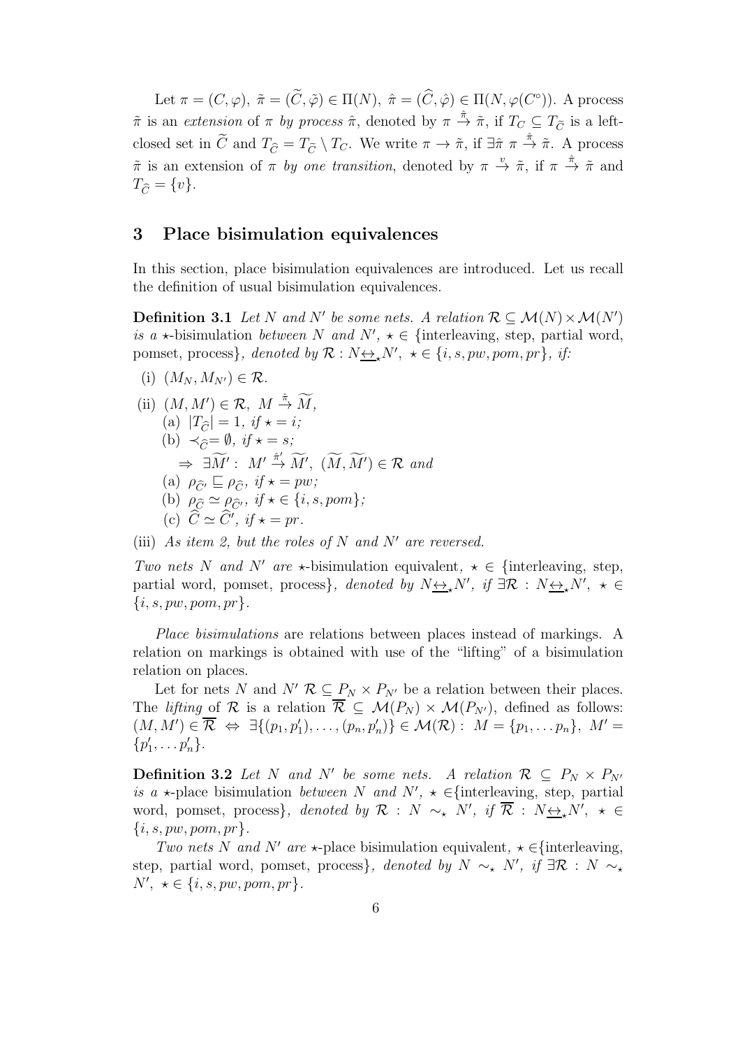Let $\pi = (C, \varphi),\ \tilde{\pi} = (\widetilde{C}, \tilde{\varphi}) \in \Pi(N),\ \hat{\pi} = (\widehat{C}, \hat{\varphi}) \in \Pi(N, \varphi(C^\circ))$. A process $\tilde{\pi}$ is an *extension* of $\pi$ *by process* $\hat{\pi}$, denoted by $\pi \stackrel{\hat{\pi}}{\to} \tilde{\pi}$, if $T_C \subseteq T_{\widetilde{C}}$ is a left-closed set in $\widetilde{C}$ and $T_{\widehat{C}} = T_{\widetilde{C}} \setminus T_C$. We write $\pi \to \tilde{\pi}$, if $\exists \hat{\pi}\ \pi \stackrel{\hat{\pi}}{\to} \tilde{\pi}$. A process $\tilde{\pi}$ is an extension of $\pi$ *by one transition*, denoted by $\pi \stackrel{v}{\to} \tilde{\pi}$, if $\pi \stackrel{\hat{\pi}}{\to} \tilde{\pi}$ and $T_{\widehat{C}} = \{v\}$.

## 3 Place bisimulation equivalences

In this section, place bisimulation equivalences are introduced. Let us recall the definition of usual bisimulation equivalences.

**Definition 3.1** *Let $N$ and $N'$ be some nets. A relation $\mathcal{R} \subseteq \mathcal{M}(N) \times \mathcal{M}(N')$ is a $\star$-*bisimulation *between $N$ and $N'$, $\star \in$ {interleaving, step, partial word, pomset, process}, denoted by $\mathcal{R} : N \underline{\leftrightarrow}_\star N'$, $\star \in \{i, s, pw, pom, pr\}$, if:*

(i) $(M_N, M_{N'}) \in \mathcal{R}$.

(ii) $(M, M') \in \mathcal{R},\ M \stackrel{\hat{\pi}}{\to} \widetilde{M}$,
  (a) $|T_{\widehat{C}}| = 1$, *if* $\star = i$;
  (b) $\prec_{\widehat{C}} = \emptyset$, *if* $\star = s$;
  $\Rightarrow\ \exists \widetilde{M}' :\ M' \stackrel{\hat{\pi}'}{\to} \widetilde{M}',\ (\widetilde{M}, \widetilde{M}') \in \mathcal{R}$ *and*
  (a) $\rho_{\widehat{C}'} \sqsubseteq \rho_{\widehat{C}}$, *if* $\star = pw$;
  (b) $\rho_{\widehat{C}} \simeq \rho_{\widehat{C}'}$, *if* $\star \in \{i, s, pom\}$;
  (c) $\widehat{C} \simeq \widehat{C}'$, *if* $\star = pr$.

(iii) *As item 2, but the roles of $N$ and $N'$ are reversed.*

*Two nets $N$ and $N'$ are $\star$-*bisimulation equivalent*, $\star \in$ {interleaving, step, partial word, pomset, process}, denoted by $N \underline{\leftrightarrow}_\star N'$, if $\exists \mathcal{R} : N \underline{\leftrightarrow}_\star N'$, $\star \in \{i, s, pw, pom, pr\}$.*

*Place bisimulations* are relations between places instead of markings. A relation on markings is obtained with use of the "lifting" of a bisimulation relation on places.

Let for nets $N$ and $N'$ $\mathcal{R} \subseteq P_N \times P_{N'}$ be a relation between their places. The *lifting* of $\mathcal{R}$ is a relation $\overline{\mathcal{R}} \subseteq \mathcal{M}(P_N) \times \mathcal{M}(P_{N'})$, defined as follows: $(M, M') \in \overline{\mathcal{R}} \Leftrightarrow \exists \{(p_1, p_1'), \ldots, (p_n, p_n')\} \in \mathcal{M}(\mathcal{R}) :\ M = \{p_1, \ldots p_n\},\ M' = \{p_1', \ldots p_n'\}$.

**Definition 3.2** *Let $N$ and $N'$ be some nets. A relation $\mathcal{R} \subseteq P_N \times P_{N'}$ is a $\star$-*place bisimulation *between $N$ and $N'$, $\star \in$ {interleaving, step, partial word, pomset, process}, denoted by $\mathcal{R} : N \sim_\star N'$, if $\overline{\mathcal{R}} : N \underline{\leftrightarrow}_\star N'$, $\star \in \{i, s, pw, pom, pr\}$.*

*Two nets $N$ and $N'$ are $\star$-*place bisimulation equivalent*, $\star \in$ {interleaving, step, partial word, pomset, process}, denoted by $N \sim_\star N'$, if $\exists \mathcal{R} : N \sim_\star N'$, $\star \in \{i, s, pw, pom, pr\}$.*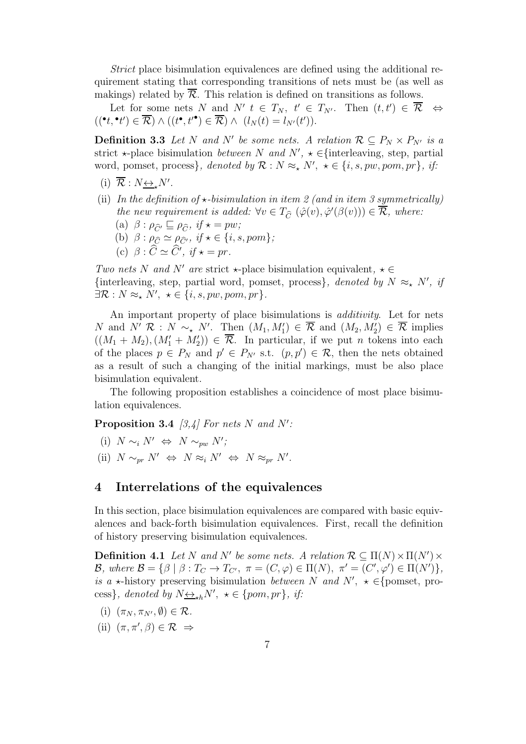*Strict* place bisimulation equivalences are defined using the additional requirement stating that corresponding transitions of nets must be (as well as makings) related by $\overline{\mathcal{R}}$. This relation is defined on transitions as follows.

Let for some nets $N$ and $N'$ $t \in T_N$, $t' \in T_{N'}$. Then $(t, t') \in \overline{\mathcal{R}} \Leftrightarrow ((^\bullet t, {^\bullet t'}) \in \overline{\mathcal{R}}) \wedge ((t^\bullet, t'^\bullet) \in \overline{\mathcal{R}}) \wedge (l_N(t) = l_{N'}(t'))$.

**Definition 3.3** *Let $N$ and $N'$ be some nets. A relation $\mathcal{R} \subseteq P_N \times P_{N'}$ is a* strict $\star$-place bisimulation *between $N$ and $N'$, $\star \in${interleaving, step, partial word, pomset, process}, denoted by $\mathcal{R} : N \approx_\star N'$, $\star \in \{i, s, pw, pom, pr\}$, if:*

(i) $\overline{\mathcal{R}} : N \underline{\leftrightarrow}_\star N'$.

(ii) *In the definition of $\star$-bisimulation in item 2 (and in item 3 symmetrically) the new requirement is added: $\forall v \in T_{\widehat{C}}\ (\hat{\varphi}(v), \hat{\varphi}'(\beta(v))) \in \overline{\mathcal{R}}$, where:*

   (a) $\beta : \rho_{\widehat{C}'} \sqsubseteq \rho_{\widehat{C}}$, *if $\star = pw$;*

   (b) $\beta : \rho_{\widehat{C}} \simeq \rho_{\widehat{C}'}$, *if $\star \in \{i, s, pom\}$;*

   (c) $\beta : \widehat{C} \simeq \widehat{C}'$, *if $\star = pr$.*

*Two nets $N$ and $N'$ are* strict $\star$-place bisimulation equivalent*, $\star \in$ {interleaving, step, partial word, pomset, process}, denoted by $N \approx_\star N'$, if $\exists \mathcal{R} : N \approx_\star N'$, $\star \in \{i, s, pw, pom, pr\}$.*

An important property of place bisimulations is *additivity*. Let for nets $N$ and $N'$ $\mathcal{R} : N \sim_\star N'$. Then $(M_1, M_1') \in \overline{\mathcal{R}}$ and $(M_2, M_2') \in \overline{\mathcal{R}}$ implies $((M_1 + M_2), (M_1' + M_2')) \in \overline{\mathcal{R}}$. In particular, if we put $n$ tokens into each of the places $p \in P_N$ and $p' \in P_{N'}$ s.t. $(p, p') \in \mathcal{R}$, then the nets obtained as a result of such a changing of the initial markings, must be also place bisimulation equivalent.

The following proposition establishes a coincidence of most place bisimulation equivalences.

**Proposition 3.4** *[3,4] For nets $N$ and $N'$:*

(i) $N \sim_i N' \Leftrightarrow N \sim_{pw} N'$;

(ii) $N \sim_{pr} N' \Leftrightarrow N \approx_i N' \Leftrightarrow N \approx_{pr} N'$.

## 4 Interrelations of the equivalences

In this section, place bisimulation equivalences are compared with basic equivalences and back-forth bisimulation equivalences. First, recall the definition of history preserving bisimulation equivalences.

**Definition 4.1** *Let $N$ and $N'$ be some nets. A relation $\mathcal{R} \subseteq \Pi(N) \times \Pi(N') \times \mathcal{B}$, where $\mathcal{B} = \{\beta \mid \beta : T_C \to T_{C'},\ \pi = (C, \varphi) \in \Pi(N),\ \pi' = (C', \varphi') \in \Pi(N')\}$, is a $\star$-*history preserving bisimulation *between $N$ and $N'$, $\star \in${pomset, process}, denoted by $N \underline{\leftrightarrow}_{\star h} N'$, $\star \in \{pom, pr\}$, if:*

(i) $(\pi_N, \pi_{N'}, \emptyset) \in \mathcal{R}$.

(ii) $(\pi, \pi', \beta) \in \mathcal{R} \Rightarrow$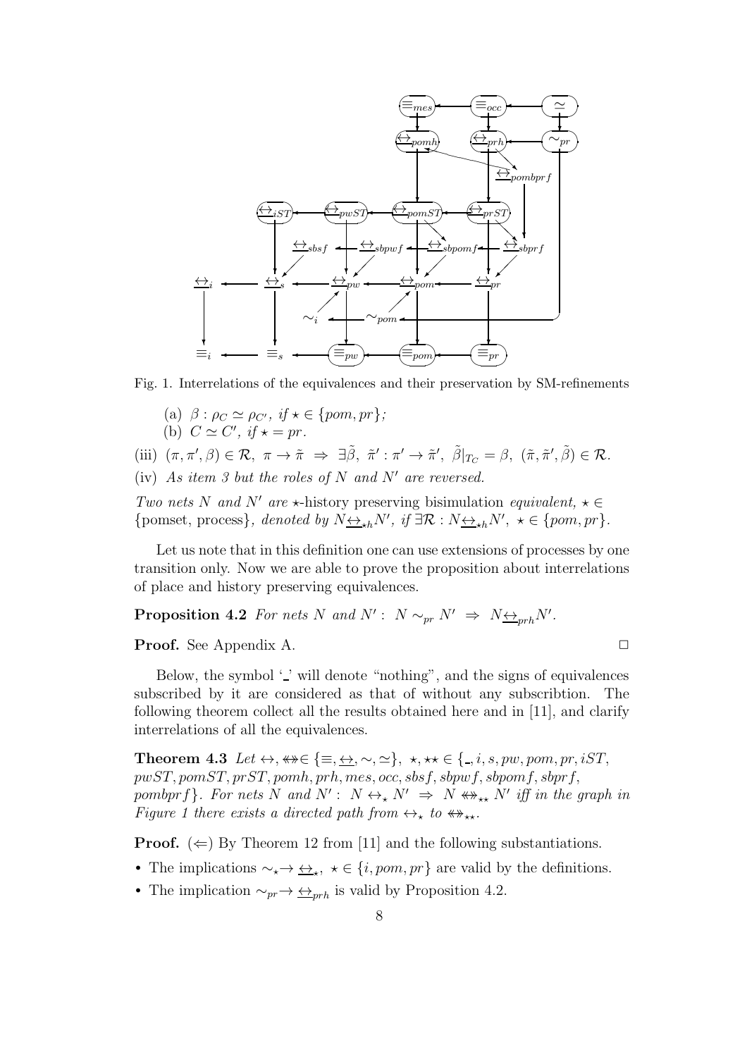Fig. 1. Interrelations of the equivalences and their preservation by SM-refinements

(a) $\beta : \rho_C \simeq \rho_{C'}$, *if* $\star \in \{pom, pr\}$;

(b) $C \simeq C'$, *if* $\star = pr$.

(iii) $(\pi, \pi', \beta) \in \mathcal{R},\ \pi \to \tilde{\pi}\ \Rightarrow\ \exists \tilde{\beta},\ \tilde{\pi}' : \pi' \to \tilde{\pi}',\ \tilde{\beta}|_{T_C} = \beta,\ (\tilde{\pi}, \tilde{\pi}', \tilde{\beta}) \in \mathcal{R}$.

(iv) *As item 3 but the roles of* $N$ *and* $N'$ *are reversed.*

*Two nets* $N$ *and* $N'$ *are* $\star$-history preserving bisimulation *equivalent,* $\star \in$ {pomset, process}*, denoted by* $N \underline{\leftrightarrow}_{\star h} N'$*, if* $\exists \mathcal{R} : N \underline{\leftrightarrow}_{\star h} N',\ \star \in \{pom, pr\}$.

Let us note that in this definition one can use extensions of processes by one transition only. Now we are able to prove the proposition about interrelations of place and history preserving equivalences.

**Proposition 4.2** *For nets* $N$ *and* $N'$ *:* $N \sim_{pr} N' \ \Rightarrow\ N \underline{\leftrightarrow}_{prh} N'$.

**Proof.** See Appendix A. □

Below, the symbol '_' will denote "nothing", and the signs of equivalences subscribed by it are considered as that of without any subscribtion. The following theorem collect all the results obtained here and in [11], and clarify interrelations of all the equivalences.

**Theorem 4.3** *Let* $\leftrightarrow, \twoheadleftarrow\!\!\!\!\twoheadrightarrow \in \{\equiv, \underline{\leftrightarrow}, \sim, \simeq\},\ \star, \star\star \in \{\_, i, s, pw, pom, pr, iST, pwST, pomST, prST, pomh, prh, mes, occ, sbsf, sbpwf, sbpomf, sbprf, pombprf\}$. *For nets* $N$ *and* $N'$ *:* $N \leftrightarrow_\star N' \ \Rightarrow\ N \twoheadleftarrow\!\!\!\!\twoheadrightarrow_{\star\star} N'$ *iff in the graph in Figure 1 there exists a directed path from* $\leftrightarrow_\star$ *to* $\twoheadleftarrow\!\!\!\!\twoheadrightarrow_{\star\star}$.

**Proof.** ($\Leftarrow$) By Theorem 12 from [11] and the following substantiations.

- The implications $\sim_\star \to \underline{\leftrightarrow}_\star,\ \star \in \{i, pom, pr\}$ are valid by the definitions.
- The implication $\sim_{pr} \to \underline{\leftrightarrow}_{prh}$ is valid by Proposition 4.2.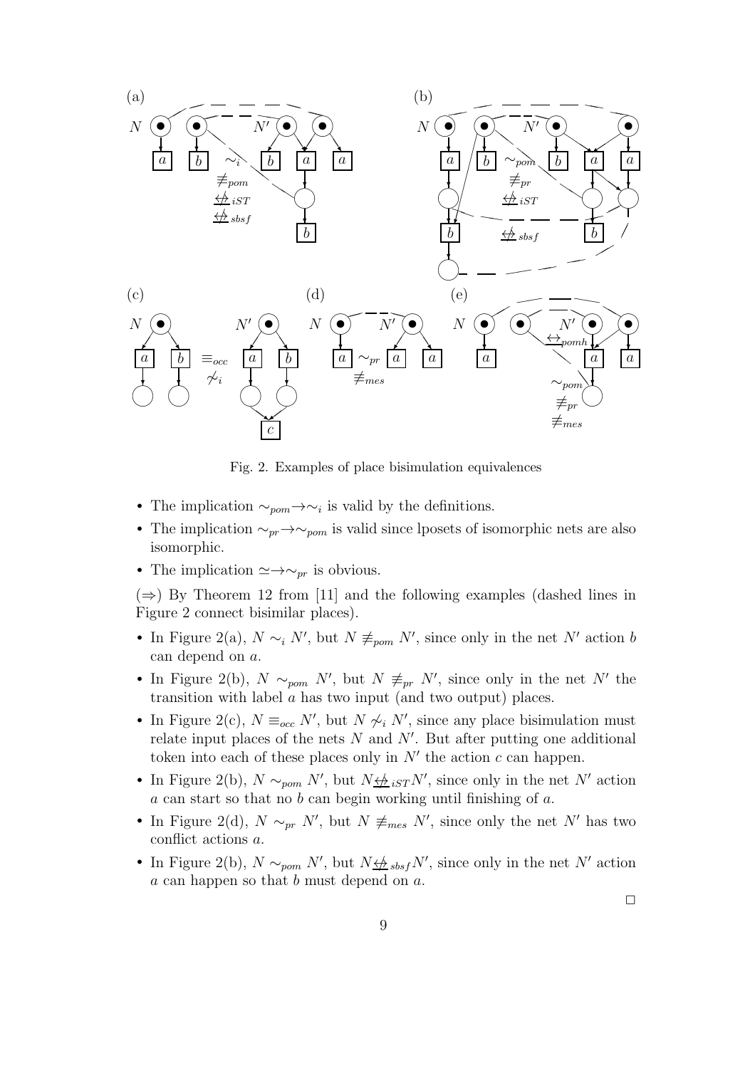Fig. 2. Examples of place bisimulation equivalences

- The implication $\sim_{pom} \to \sim_i$ is valid by the definitions.
- The implication $\sim_{pr} \to \sim_{pom}$ is valid since lposets of isomorphic nets are also isomorphic.
- The implication $\simeq \to \sim_{pr}$ is obvious.

($\Rightarrow$) By Theorem 12 from [11] and the following examples (dashed lines in Figure 2 connect bisimilar places).

- In Figure 2(a), $N \sim_i N'$, but $N \not\equiv_{pom} N'$, since only in the net $N'$ action $b$ can depend on $a$.
- In Figure 2(b), $N \sim_{pom} N'$, but $N \not\equiv_{pr} N'$, since only in the net $N'$ the transition with label $a$ has two input (and two output) places.
- In Figure 2(c), $N \equiv_{occ} N'$, but $N \not\sim_i N'$, since any place bisimulation must relate input places of the nets $N$ and $N'$. But after putting one additional token into each of these places only in $N'$ the action $c$ can happen.
- In Figure 2(b), $N \sim_{pom} N'$, but $N \not\underline{\leftrightarrow}_{iST} N'$, since only in the net $N'$ action $a$ can start so that no $b$ can begin working until finishing of $a$.
- In Figure 2(d), $N \sim_{pr} N'$, but $N \not\equiv_{mes} N'$, since only the net $N'$ has two conflict actions $a$.
- In Figure 2(b), $N \sim_{pom} N'$, but $N \not\underline{\leftrightarrow}_{sbsf} N'$, since only in the net $N'$ action $a$ can happen so that $b$ must depend on $a$.

□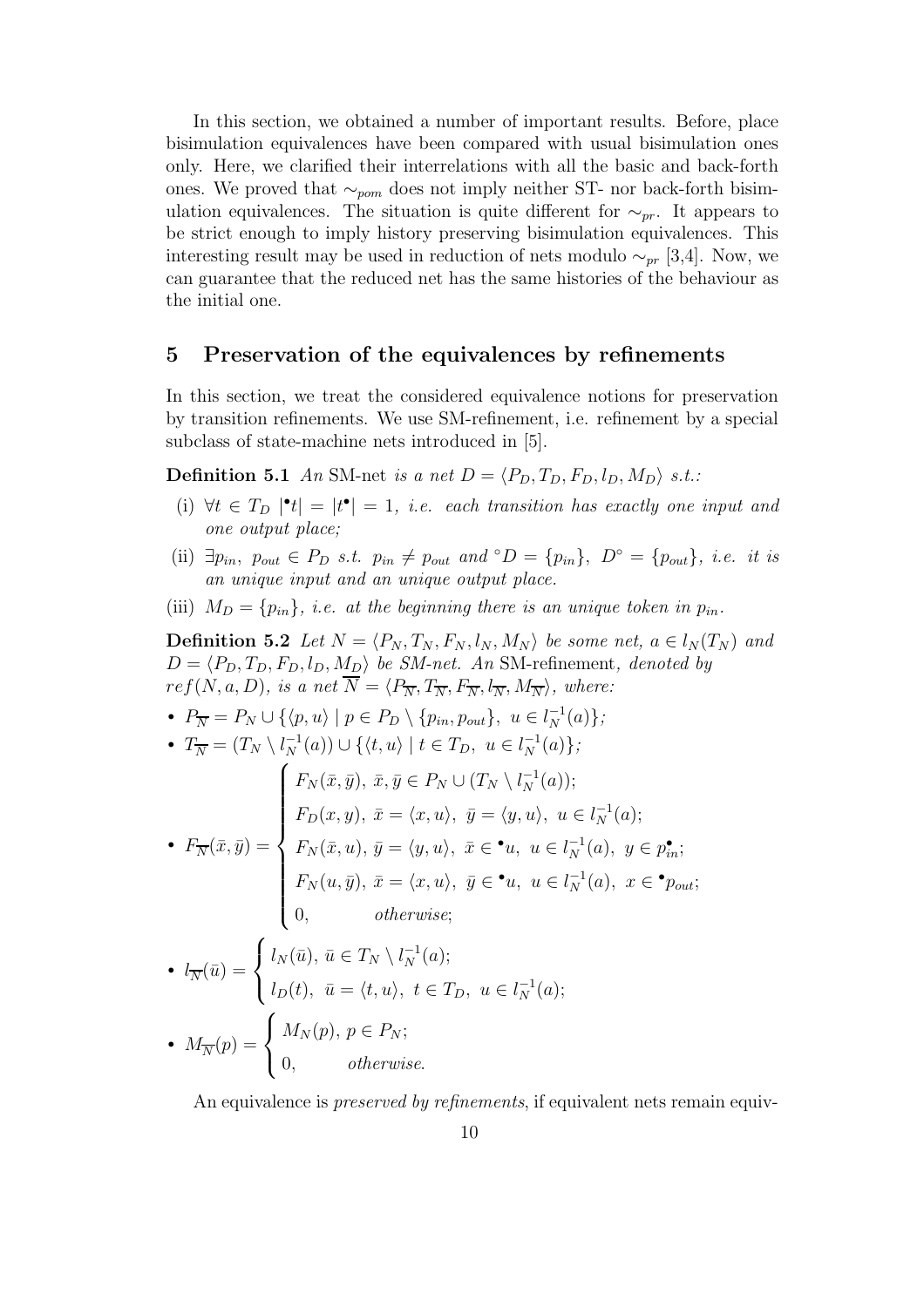In this section, we obtained a number of important results. Before, place bisimulation equivalences have been compared with usual bisimulation ones only. Here, we clarified their interrelations with all the basic and back-forth ones. We proved that $\sim_{pom}$ does not imply neither ST- nor back-forth bisimulation equivalences. The situation is quite different for $\sim_{pr}$. It appears to be strict enough to imply history preserving bisimulation equivalences. This interesting result may be used in reduction of nets modulo $\sim_{pr}$ [3,4]. Now, we can guarantee that the reduced net has the same histories of the behaviour as the initial one.

## 5 Preservation of the equivalences by refinements

In this section, we treat the considered equivalence notions for preservation by transition refinements. We use SM-refinement, i.e. refinement by a special subclass of state-machine nets introduced in [5].

**Definition 5.1** *An* SM-net *is a net $D = \langle P_D, T_D, F_D, l_D, M_D\rangle$ s.t.:*

- (i) $\forall t \in T_D\ |{}^\bullet t| = |t^\bullet| = 1$*, i.e. each transition has exactly one input and one output place;*
- (ii) $\exists p_{in},\ p_{out} \in P_D$ *s.t.* $p_{in} \neq p_{out}$ *and* ${}^\circ D = \{p_{in}\},\ D^\circ = \{p_{out}\}$*, i.e. it is an unique input and an unique output place.*
- (iii) $M_D = \{p_{in}\}$*, i.e. at the beginning there is an unique token in* $p_{in}$*.*

**Definition 5.2** *Let $N = \langle P_N, T_N, F_N, l_N, M_N\rangle$ be some net, $a \in l_N(T_N)$ and $D = \langle P_D, T_D, F_D, l_D, M_D\rangle$ be SM-net. An* SM-refinement*, denoted by $ref(N, a, D)$, is a net $\overline{N} = \langle P_{\overline{N}}, T_{\overline{N}}, F_{\overline{N}}, l_{\overline{N}}, M_{\overline{N}}\rangle$, where:*

- $P_{\overline{N}} = P_N \cup \{\langle p, u\rangle \mid p \in P_D \setminus \{p_{in}, p_{out}\},\ u \in l_N^{-1}(a)\}$;
- $T_{\overline{N}} = (T_N \setminus l_N^{-1}(a)) \cup \{\langle t, u\rangle \mid t \in T_D,\ u \in l_N^{-1}(a)\}$;
- $$F_{\overline{N}}(\bar{x}, \bar{y}) = \begin{cases} F_N(\bar{x}, \bar{y}),\ \bar{x}, \bar{y} \in P_N \cup (T_N \setminus l_N^{-1}(a)); \\ F_D(x, y),\ \bar{x} = \langle x, u\rangle,\ \bar{y} = \langle y, u\rangle,\ u \in l_N^{-1}(a); \\ F_N(\bar{x}, u),\ \bar{y} = \langle y, u\rangle,\ \bar{x} \in {}^\bullet u,\ u \in l_N^{-1}(a),\ y \in p_{in}^\bullet; \\ F_N(u, \bar{y}),\ \bar{x} = \langle x, u\rangle,\ \bar{y} \in {}^\bullet u,\ u \in l_N^{-1}(a),\ x \in {}^\bullet p_{out}; \\ 0, \qquad \text{otherwise}; \end{cases}$$
- $$l_{\overline{N}}(\bar{u}) = \begin{cases} l_N(\bar{u}),\ \bar{u} \in T_N \setminus l_N^{-1}(a); \\ l_D(t),\ \bar{u} = \langle t, u\rangle,\ t \in T_D,\ u \in l_N^{-1}(a); \end{cases}$$
- $$M_{\overline{N}}(p) = \begin{cases} M_N(p),\ p \in P_N; \\ 0, \qquad \text{otherwise}. \end{cases}$$

An equivalence is *preserved by refinements*, if equivalent nets remain equiv-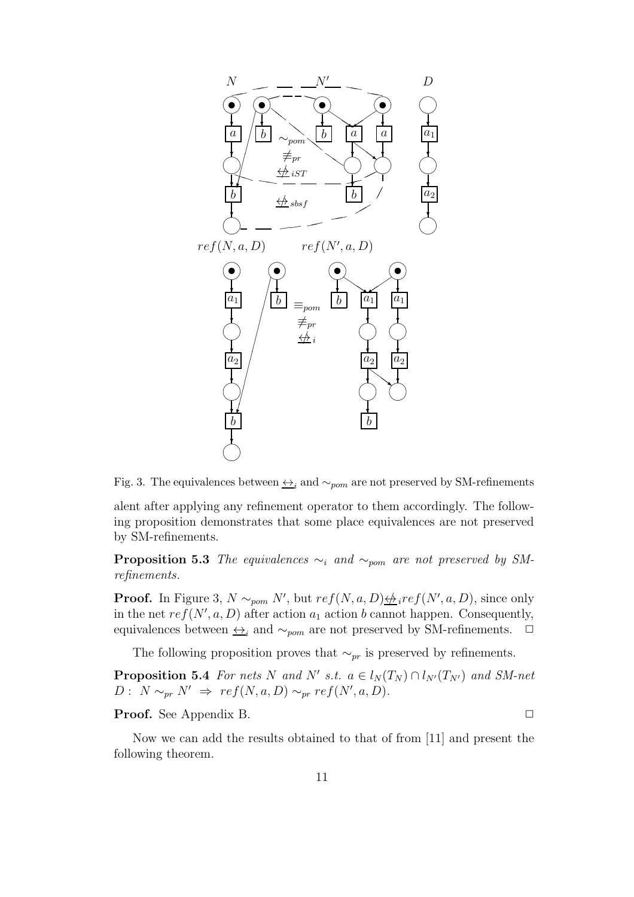Fig. 3. The equivalences between $\underline{\leftrightarrow}_i$ and $\sim_{pom}$ are not preserved by SM-refinements

alent after applying any refinement operator to them accordingly. The following proposition demonstrates that some place equivalences are not preserved by SM-refinements.

**Proposition 5.3** *The equivalences $\sim_i$ and $\sim_{pom}$ are not preserved by SM-refinements.*

**Proof.** In Figure 3, $N \sim_{pom} N'$, but $ref(N, a, D) \underline{\not\leftrightarrow}_i ref(N', a, D)$, since only in the net $ref(N', a, D)$ after action $a_1$ action $b$ cannot happen. Consequently, equivalences between $\underline{\leftrightarrow}_i$ and $\sim_{pom}$ are not preserved by SM-refinements. □

The following proposition proves that $\sim_{pr}$ is preserved by refinements.

**Proposition 5.4** *For nets $N$ and $N'$ s.t. $a \in l_N(T_N) \cap l_{N'}(T_{N'})$ and SM-net $D$ : $N \sim_{pr} N' \Rightarrow ref(N, a, D) \sim_{pr} ref(N', a, D)$.*

**Proof.** See Appendix B. □

Now we can add the results obtained to that of from [11] and present the following theorem.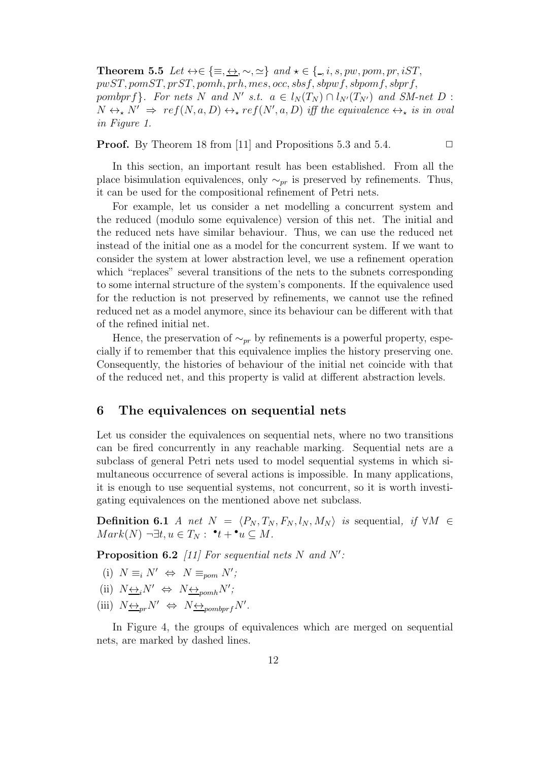**Theorem 5.5** *Let* $\leftrightarrow \in \{\equiv, \underline{\leftrightarrow}, \sim, \simeq\}$ *and* $\star \in \{\_, i, s, pw, pom, pr, iST, pwST, pomST, prST, pomh, prh, mes, occ, sbsf, sbpwf, sbpomf, sbprf, pombprf\}$*. For nets* $N$ *and* $N'$ *s.t.* $a \in l_N(T_N) \cap l_{N'}(T_{N'})$ *and SM-net* $D$ *:* $N \leftrightarrow_\star N' \Rightarrow ref(N, a, D) \leftrightarrow_\star ref(N', a, D)$ *iff the equivalence* $\leftrightarrow_\star$ *is in oval in Figure 1.*

**Proof.** By Theorem 18 from [11] and Propositions 5.3 and 5.4. $\square$

In this section, an important result has been established. From all the place bisimulation equivalences, only $\sim_{pr}$ is preserved by refinements. Thus, it can be used for the compositional refinement of Petri nets.

For example, let us consider a net modelling a concurrent system and the reduced (modulo some equivalence) version of this net. The initial and the reduced nets have similar behaviour. Thus, we can use the reduced net instead of the initial one as a model for the concurrent system. If we want to consider the system at lower abstraction level, we use a refinement operation which "replaces" several transitions of the nets to the subnets corresponding to some internal structure of the system's components. If the equivalence used for the reduction is not preserved by refinements, we cannot use the refined reduced net as a model anymore, since its behaviour can be different with that of the refined initial net.

Hence, the preservation of $\sim_{pr}$ by refinements is a powerful property, especially if to remember that this equivalence implies the history preserving one. Consequently, the histories of behaviour of the initial net coincide with that of the reduced net, and this property is valid at different abstraction levels.

## 6 The equivalences on sequential nets

Let us consider the equivalences on sequential nets, where no two transitions can be fired concurrently in any reachable marking. Sequential nets are a subclass of general Petri nets used to model sequential systems in which simultaneous occurrence of several actions is impossible. In many applications, it is enough to use sequential systems, not concurrent, so it is worth investigating equivalences on the mentioned above net subclass.

**Definition 6.1** *A net* $N = \langle P_N, T_N, F_N, l_N, M_N \rangle$ *is* sequential*, if* $\forall M \in Mark(N)\ \neg\exists t, u \in T_N :\ {}^\bullet t + {}^\bullet u \subseteq M$.

**Proposition 6.2** *[11] For sequential nets* $N$ *and* $N'$*:*

(i) $N \equiv_i N' \Leftrightarrow N \equiv_{pom} N'$;

(ii) $N \underline{\leftrightarrow}_i N' \Leftrightarrow N \underline{\leftrightarrow}_{pomh} N'$;

(iii) $N \underline{\leftrightarrow}_{pr} N' \Leftrightarrow N \underline{\leftrightarrow}_{pombprf} N'$.

In Figure 4, the groups of equivalences which are merged on sequential nets, are marked by dashed lines.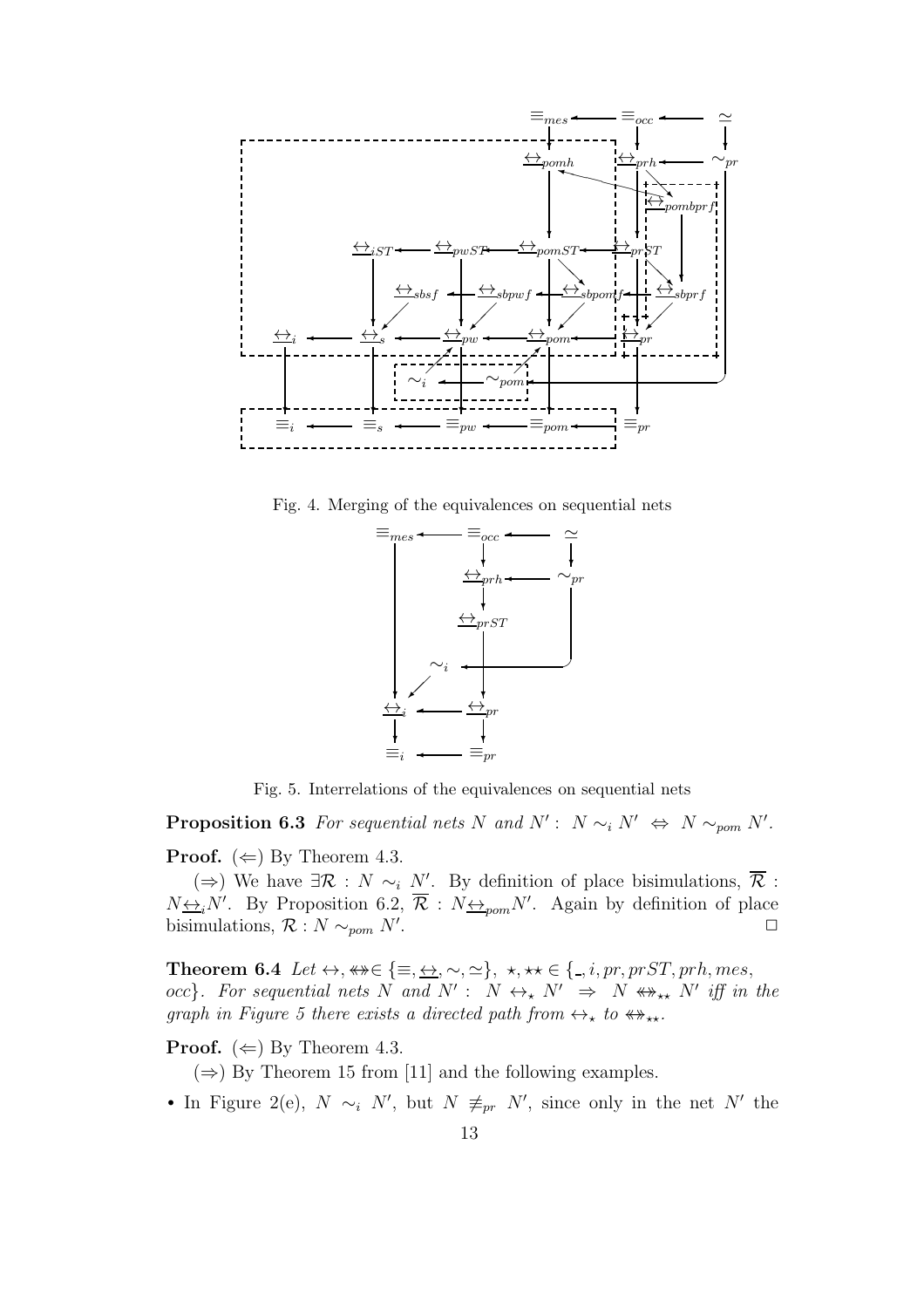Fig. 4. Merging of the equivalences on sequential nets

Fig. 5. Interrelations of the equivalences on sequential nets

**Proposition 6.3** *For sequential nets $N$ and $N'$ : $N \sim_i N' \Leftrightarrow N \sim_{pom} N'$.*

**Proof.** ($\Leftarrow$) By Theorem 4.3.

($\Rightarrow$) We have $\exists \mathcal{R} : N \sim_i N'$. By definition of place bisimulations, $\overline{\mathcal{R}} : N \underline{\leftrightarrow}_i N'$. By Proposition 6.2, $\overline{\mathcal{R}} : N \underline{\leftrightarrow}_{pom} N'$. Again by definition of place bisimulations, $\mathcal{R} : N \sim_{pom} N'$. $\square$

**Theorem 6.4** *Let $\leftrightarrow, \leftrightarrow\!\!\!\!\!\!\nleftrightarrow \in \{\equiv, \underline{\leftrightarrow}, \sim, \simeq\}$, $\star, \star\star \in \{\_, i, pr, prST, prh, mes, occ\}$. For sequential nets $N$ and $N'$ : $N \leftrightarrow_\star N' \Rightarrow N \leftrightarrow\!\!\!\!\!\!\nleftrightarrow_{\star\star} N'$ iff in the graph in Figure 5 there exists a directed path from $\leftrightarrow_\star$ to $\leftrightarrow\!\!\!\!\!\!\nleftrightarrow_{\star\star}$.*

**Proof.** ($\Leftarrow$) By Theorem 4.3.

($\Rightarrow$) By Theorem 15 from [11] and the following examples.

- In Figure 2(e), $N \sim_i N'$, but $N \not\equiv_{pr} N'$, since only in the net $N'$ the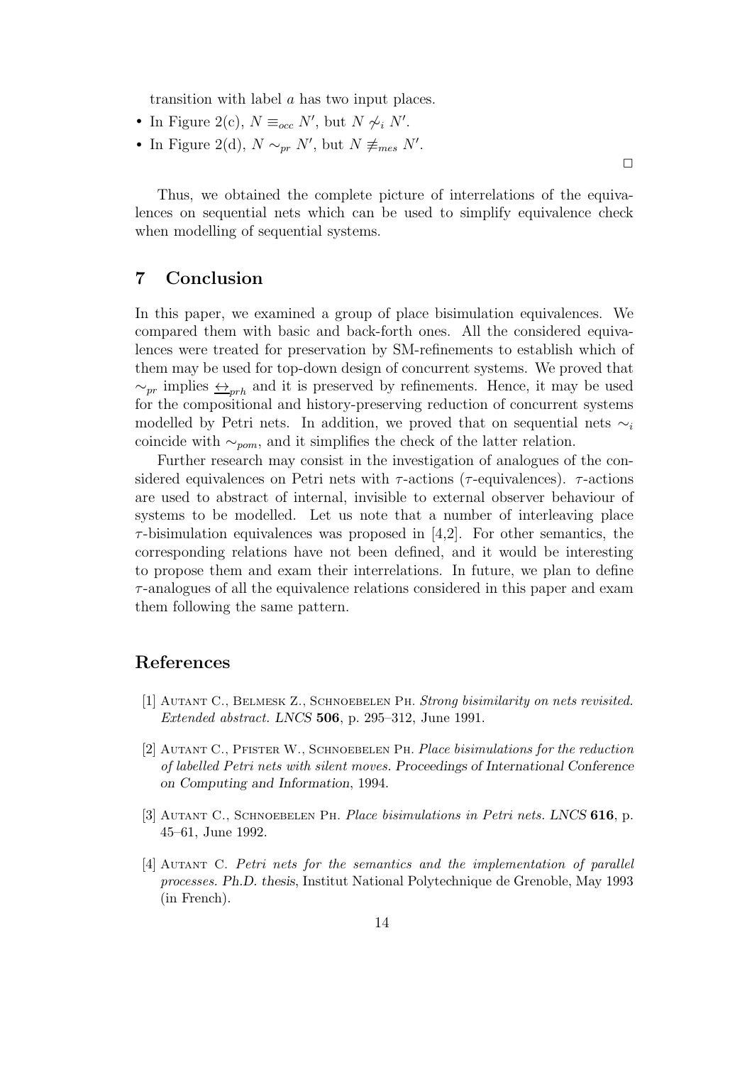transition with label $a$ has two input places.

- In Figure 2(c), $N \equiv_{occ} N'$, but $N \not\sim_i N'$.
- In Figure 2(d), $N \sim_{pr} N'$, but $N \not\equiv_{mes} N'$.

□

Thus, we obtained the complete picture of interrelations of the equivalences on sequential nets which can be used to simplify equivalence check when modelling of sequential systems.

## 7 Conclusion

In this paper, we examined a group of place bisimulation equivalences. We compared them with basic and back-forth ones. All the considered equivalences were treated for preservation by SM-refinements to establish which of them may be used for top-down design of concurrent systems. We proved that $\sim_{pr}$ implies $\underline{\leftrightarrow}_{prh}$ and it is preserved by refinements. Hence, it may be used for the compositional and history-preserving reduction of concurrent systems modelled by Petri nets. In addition, we proved that on sequential nets $\sim_i$ coincide with $\sim_{pom}$, and it simplifies the check of the latter relation.

Further research may consist in the investigation of analogues of the considered equivalences on Petri nets with $\tau$-actions ($\tau$-equivalences). $\tau$-actions are used to abstract of internal, invisible to external observer behaviour of systems to be modelled. Let us note that a number of interleaving place $\tau$-bisimulation equivalences was proposed in [4,2]. For other semantics, the corresponding relations have not been defined, and it would be interesting to propose them and exam their interrelations. In future, we plan to define $\tau$-analogues of all the equivalence relations considered in this paper and exam them following the same pattern.

## References

[1] Autant C., Belmesk Z., Schnoebelen Ph. *Strong bisimilarity on nets revisited. Extended abstract. LNCS* **506**, p. 295–312, June 1991.

[2] Autant C., Pfister W., Schnoebelen Ph. *Place bisimulations for the reduction of labelled Petri nets with silent moves. Proceedings of International Conference on Computing and Information*, 1994.

[3] Autant C., Schnoebelen Ph. *Place bisimulations in Petri nets. LNCS* **616**, p. 45–61, June 1992.

[4] Autant C. *Petri nets for the semantics and the implementation of parallel processes. Ph.D. thesis*, Institut National Polytechnique de Grenoble, May 1993 (in French).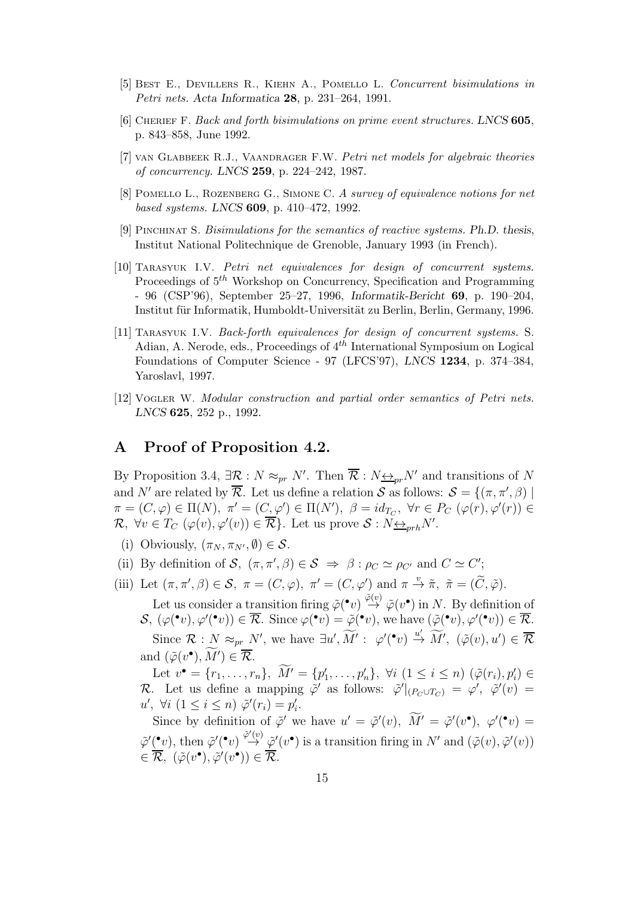[5] Best E., Devillers R., Kiehn A., Pomello L. *Concurrent bisimulations in Petri nets. Acta Informatica* **28**, p. 231–264, 1991.

[6] Cherief F. *Back and forth bisimulations on prime event structures. LNCS* **605**, p. 843–858, June 1992.

[7] van Glabbeek R.J., Vaandrager F.W. *Petri net models for algebraic theories of concurrency. LNCS* **259**, p. 224–242, 1987.

[8] Pomello L., Rozenberg G., Simone C. *A survey of equivalence notions for net based systems. LNCS* **609**, p. 410–472, 1992.

[9] Pinchinat S. *Bisimulations for the semantics of reactive systems. Ph.D. thesis*, Institut National Politechnique de Grenoble, January 1993 (in French).

[10] Tarasyuk I.V. *Petri net equivalences for design of concurrent systems.* Proceedings of $5^{th}$ Workshop on Concurrency, Specification and Programming - 96 (CSP'96), September 25–27, 1996, *Informatik-Bericht* **69**, p. 190–204, Institut für Informatik, Humboldt-Universität zu Berlin, Berlin, Germany, 1996.

[11] Tarasyuk I.V. *Back-forth equivalences for design of concurrent systems.* S. Adian, A. Nerode, eds., Proceedings of $4^{th}$ International Symposium on Logical Foundations of Computer Science - 97 (LFCS'97), *LNCS* **1234**, p. 374–384, Yaroslavl, 1997.

[12] Vogler W. *Modular construction and partial order semantics of Petri nets. LNCS* **625**, 252 p., 1992.

## A Proof of Proposition 4.2.

By Proposition 3.4, $\exists \mathcal{R} : N \approx_{pr} N'$. Then $\overline{\mathcal{R}} : N \underline{\leftrightarrow}_{pr} N'$ and transitions of $N$ and $N'$ are related by $\overline{\mathcal{R}}$. Let us define a relation $\mathcal{S}$ as follows: $\mathcal{S} = \{(\pi, \pi', \beta) \mid \pi = (C, \varphi) \in \Pi(N),\ \pi' = (C, \varphi') \in \Pi(N'),\ \beta = id_{T_C},\ \forall r \in P_C\ (\varphi(r), \varphi'(r)) \in \mathcal{R},\ \forall v \in T_C\ (\varphi(v), \varphi'(v)) \in \overline{\mathcal{R}}\}$. Let us prove $\mathcal{S} : N \underline{\leftrightarrow}_{prh} N'$.

(i) Obviously, $(\pi_N, \pi_{N'}, \emptyset) \in \mathcal{S}$.

(ii) By definition of $\mathcal{S}$, $(\pi, \pi', \beta) \in \mathcal{S}\ \Rightarrow\ \beta : \rho_C \simeq \rho_{C'}$ and $C \simeq C'$;

(iii) Let $(\pi, \pi', \beta) \in \mathcal{S}$, $\pi = (C, \varphi)$, $\pi' = (C, \varphi')$ and $\pi \stackrel{v}{\to} \tilde{\pi}$, $\tilde{\pi} = (\widetilde{C}, \tilde{\varphi})$.

Let us consider a transition firing $\tilde{\varphi}(^\bullet v) \stackrel{\tilde{\varphi}(v)}{\to} \tilde{\varphi}(v^\bullet)$ in $N$. By definition of $\mathcal{S}$, $(\varphi(^\bullet v), \varphi'(^\bullet v)) \in \overline{\mathcal{R}}$. Since $\varphi(^\bullet v) = \tilde{\varphi}(^\bullet v)$, we have $(\tilde{\varphi}(^\bullet v), \varphi'(^\bullet v)) \in \overline{\mathcal{R}}$.

Since $\mathcal{R} : N \approx_{pr} N'$, we have $\exists u', \widetilde{M}' :\ \varphi'(^\bullet v) \stackrel{u'}{\to} \widetilde{M}',\ (\tilde{\varphi}(v), u') \in \overline{\mathcal{R}}$ and $(\tilde{\varphi}(v^\bullet), \widetilde{M}') \in \overline{\mathcal{R}}$.

Let $v^\bullet = \{r_1, \ldots, r_n\}$, $\widetilde{M}' = \{p_1', \ldots, p_n'\}$, $\forall i\ (1 \le i \le n)\ (\tilde{\varphi}(r_i), p_i') \in \mathcal{R}$. Let us define a mapping $\tilde{\varphi}'$ as follows: $\tilde{\varphi}'|_{(P_C \cup T_C)} = \varphi'$, $\tilde{\varphi}'(v) = u'$, $\forall i\ (1 \le i \le n)\ \tilde{\varphi}'(r_i) = p_i'$.

Since by definition of $\tilde{\varphi}'$ we have $u' = \tilde{\varphi}'(v)$, $\widetilde{M}' = \tilde{\varphi}'(v^\bullet)$, $\varphi'(^\bullet v) = \tilde{\varphi}'(^\bullet v)$, then $\tilde{\varphi}'(^\bullet v) \stackrel{\tilde{\varphi}'(v)}{\to} \tilde{\varphi}'(v^\bullet)$ is a transition firing in $N'$ and $(\tilde{\varphi}(v), \tilde{\varphi}'(v)) \in \overline{\mathcal{R}}$, $(\tilde{\varphi}(v^\bullet), \tilde{\varphi}'(v^\bullet)) \in \overline{\mathcal{R}}$.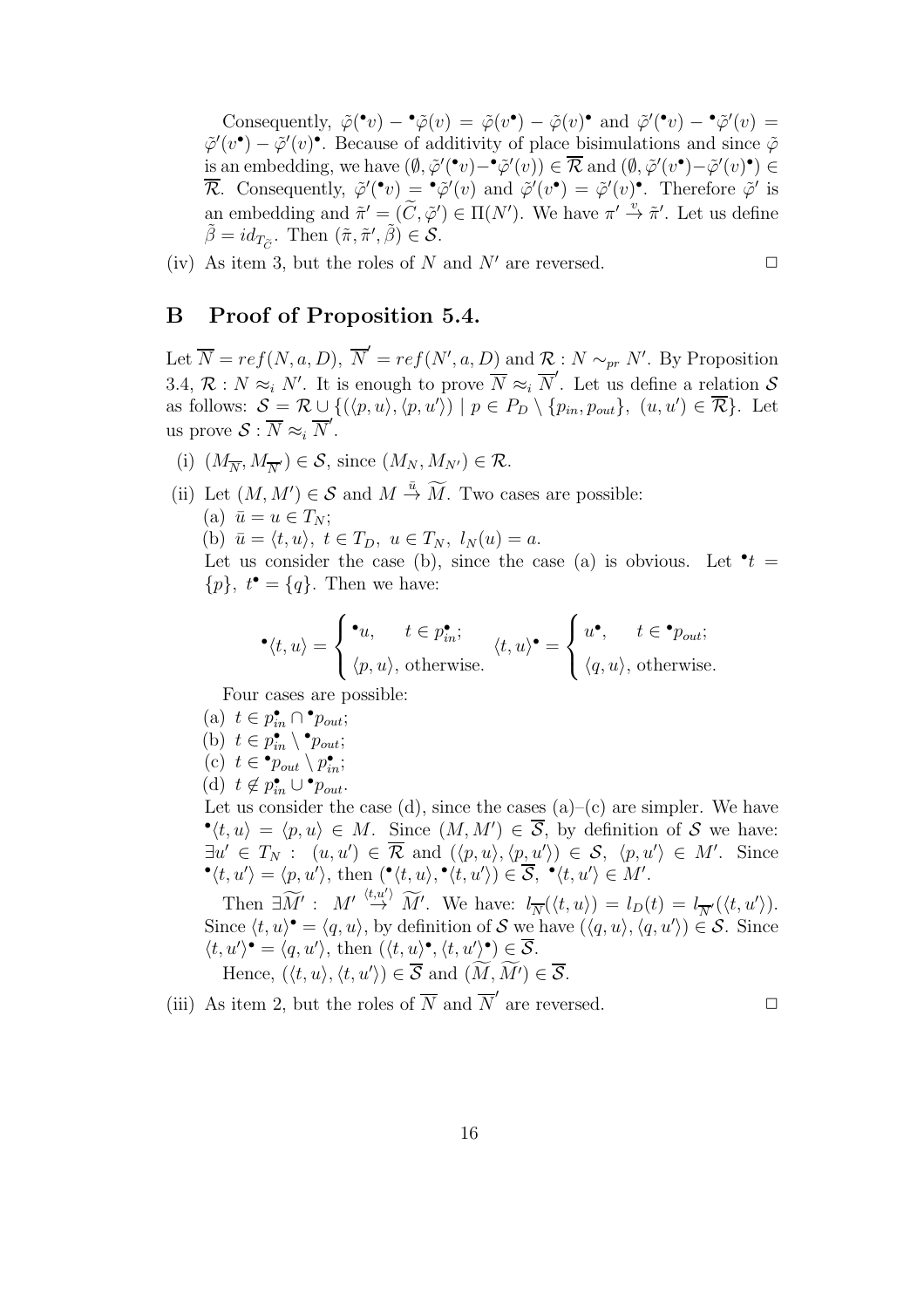Consequently, $\tilde{\varphi}(^\bullet v) - {}^\bullet\tilde{\varphi}(v) = \tilde{\varphi}(v^\bullet) - \tilde{\varphi}(v)^\bullet$ and $\tilde{\varphi}'(^\bullet v) - {}^\bullet\tilde{\varphi}'(v) = \tilde{\varphi}'(v^\bullet) - \tilde{\varphi}'(v)^\bullet$. Because of additivity of place bisimulations and since $\tilde{\varphi}$ is an embedding, we have $(\emptyset, \tilde{\varphi}'(^\bullet v) - {}^\bullet\tilde{\varphi}'(v)) \in \overline{\mathcal{R}}$ and $(\emptyset, \tilde{\varphi}'(v^\bullet) - \tilde{\varphi}'(v)^\bullet) \in \overline{\mathcal{R}}$. Consequently, $\tilde{\varphi}'(^\bullet v) = {}^\bullet\tilde{\varphi}'(v)$ and $\tilde{\varphi}'(v^\bullet) = \tilde{\varphi}'(v)^\bullet$. Therefore $\tilde{\varphi}'$ is an embedding and $\tilde{\pi}' = (\widetilde{C}, \tilde{\varphi}') \in \Pi(N')$. We have $\pi' \stackrel{v}{\to} \tilde{\pi}'$. Let us define $\tilde{\beta} = id_{T_{\widetilde{C}}}$. Then $(\tilde{\pi}, \tilde{\pi}', \tilde{\beta}) \in \mathcal{S}$.

(iv) As item 3, but the roles of $N$ and $N'$ are reversed. $\square$

## B Proof of Proposition 5.4.

Let $\overline{N} = ref(N, a, D)$, $\overline{N}' = ref(N', a, D)$ and $\mathcal{R} : N \sim_{pr} N'$. By Proposition 3.4, $\mathcal{R} : N \approx_i N'$. It is enough to prove $\overline{N} \approx_i \overline{N}'$. Let us define a relation $\mathcal{S}$ as follows: $\mathcal{S} = \mathcal{R} \cup \{(\langle p, u\rangle, \langle p, u'\rangle) \mid p \in P_D \setminus \{p_{in}, p_{out}\},\ (u, u') \in \overline{\mathcal{R}}\}$. Let us prove $\mathcal{S} : \overline{N} \approx_i \overline{N}'$.

(i) $(M_{\overline{N}}, M_{\overline{N}'}) \in \mathcal{S}$, since $(M_N, M_{N'}) \in \mathcal{R}$.

(ii) Let $(M, M') \in \mathcal{S}$ and $M \stackrel{\bar{u}}{\to} \widetilde{M}$. Two cases are possible:
   (a) $\bar{u} = u \in T_N$;
   (b) $\bar{u} = \langle t, u\rangle,\ t \in T_D,\ u \in T_N,\ l_N(u) = a$.
   
   Let us consider the case (b), since the case (a) is obvious. Let ${}^\bullet t = \{p\},\ t^\bullet = \{q\}$. Then we have:

$$
{}^\bullet\langle t, u\rangle = \begin{cases} {}^\bullet u, & t \in p_{in}^\bullet; \\ \langle p, u\rangle, & \text{otherwise.} \end{cases} \quad \langle t, u\rangle^\bullet = \begin{cases} u^\bullet, & t \in {}^\bullet p_{out}; \\ \langle q, u\rangle, & \text{otherwise.} \end{cases}
$$

   Four cases are possible:
   (a) $t \in p_{in}^\bullet \cap {}^\bullet p_{out}$;
   (b) $t \in p_{in}^\bullet \setminus {}^\bullet p_{out}$;
   (c) $t \in {}^\bullet p_{out} \setminus p_{in}^\bullet$;
   (d) $t \notin p_{in}^\bullet \cup {}^\bullet p_{out}$.
   
   Let us consider the case (d), since the cases (a)–(c) are simpler. We have ${}^\bullet\langle t, u\rangle = \langle p, u\rangle \in M$. Since $(M, M') \in \overline{\mathcal{S}}$, by definition of $\mathcal{S}$ we have: $\exists u' \in T_N :\ (u, u') \in \overline{\mathcal{R}}$ and $(\langle p, u\rangle, \langle p, u'\rangle) \in \mathcal{S},\ \langle p, u'\rangle \in M'$. Since ${}^\bullet\langle t, u'\rangle = \langle p, u'\rangle$, then $({}^\bullet\langle t, u\rangle, {}^\bullet\langle t, u'\rangle) \in \overline{\mathcal{S}},\ {}^\bullet\langle t, u'\rangle \in M'$.
   
   Then $\exists \widetilde{M}' :\ M' \stackrel{\langle t, u'\rangle}{\to} \widetilde{M}'$. We have: $l_{\overline{N}}(\langle t, u\rangle) = l_D(t) = l_{\overline{N}'}(\langle t, u'\rangle)$. Since $\langle t, u\rangle^\bullet = \langle q, u\rangle$, by definition of $\mathcal{S}$ we have $(\langle q, u\rangle, \langle q, u'\rangle) \in \mathcal{S}$. Since $\langle t, u'\rangle^\bullet = \langle q, u'\rangle$, then $(\langle t, u\rangle^\bullet, \langle t, u'\rangle^\bullet) \in \overline{\mathcal{S}}$.
   
   Hence, $(\langle t, u\rangle, \langle t, u'\rangle) \in \overline{\mathcal{S}}$ and $(\widetilde{M}, \widetilde{M}') \in \overline{\mathcal{S}}$.

(iii) As item 2, but the roles of $\overline{N}$ and $\overline{N}'$ are reversed. $\square$